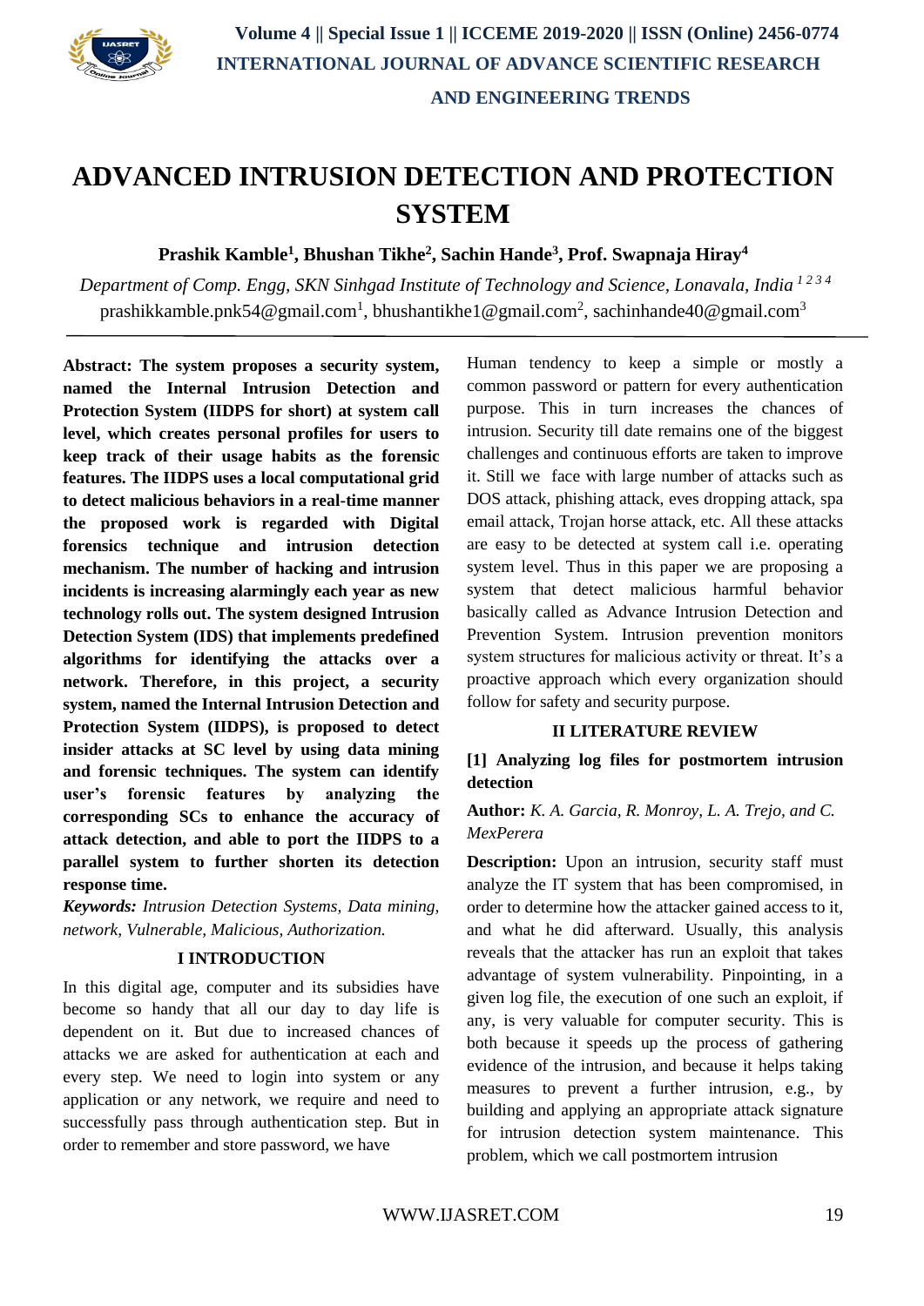# ADVANCED INTRUSION DETECTION AND PROTECTION SYSTEM

**Prashik Kamble[1], Bhushan Tikhe[2], Sachin Hande[3], Prof. Swapnaja Hiray[4]**

*Department of Comp. Engg, SKN Sinhgad Institute of Technology and Science, Lonavala, India [1 2 3 4]*

prashikkamble.pnk54@gmail.com[1], bhushantikhe1@gmail.com[2], sachinhande40@gmail.com[3]

---

**Abstract: The system proposes a security system, named the Internal Intrusion Detection and Protection System (IIDPS for short) at system call level, which creates personal profiles for users to keep track of their usage habits as the forensic features. The IIDPS uses a local computational grid to detect malicious behaviors in a real-time manner the proposed work is regarded with Digital forensics technique and intrusion detection mechanism. The number of hacking and intrusion incidents is increasing alarmingly each year as new technology rolls out. The system designed Intrusion Detection System (IDS) that implements predefined algorithms for identifying the attacks over a network. Therefore, in this project, a security system, named the Internal Intrusion Detection and Protection System (IIDPS), is proposed to detect insider attacks at SC level by using data mining and forensic techniques. The system can identify user's forensic features by analyzing the corresponding SCs to enhance the accuracy of attack detection, and able to port the IIDPS to a parallel system to further shorten its detection response time.**

***Keywords:*** *Intrusion Detection Systems, Data mining, network, Vulnerable, Malicious, Authorization.*

## I INTRODUCTION

In this digital age, computer and its subsidies have become so handy that all our day to day life is dependent on it. But due to increased chances of attacks we are asked for authentication at each and every step. We need to login into system or any application or any network, we require and need to successfully pass through authentication step. But in order to remember and store password, we have Human tendency to keep a simple or mostly a common password or pattern for every authentication purpose. This in turn increases the chances of intrusion. Security till date remains one of the biggest challenges and continuous efforts are taken to improve it. Still we face with large number of attacks such as DOS attack, phishing attack, eves dropping attack, spa email attack, Trojan horse attack, etc. All these attacks are easy to be detected at system call i.e. operating system level. Thus in this paper we are proposing a system that detect malicious harmful behavior basically called as Advance Intrusion Detection and Prevention System. Intrusion prevention monitors system structures for malicious activity or threat. It's a proactive approach which every organization should follow for safety and security purpose.

## II LITERATURE REVIEW

**[1] Analyzing log files for postmortem intrusion detection**

**Author:** *K. A. Garcia, R. Monroy, L. A. Trejo, and C. MexPerera*

**Description:** Upon an intrusion, security staff must analyze the IT system that has been compromised, in order to determine how the attacker gained access to it, and what he did afterward. Usually, this analysis reveals that the attacker has run an exploit that takes advantage of system vulnerability. Pinpointing, in a given log file, the execution of one such an exploit, if any, is very valuable for computer security. This is both because it speeds up the process of gathering evidence of the intrusion, and because it helps taking measures to prevent a further intrusion, e.g., by building and applying an appropriate attack signature for intrusion detection system maintenance. This problem, which we call postmortem intrusion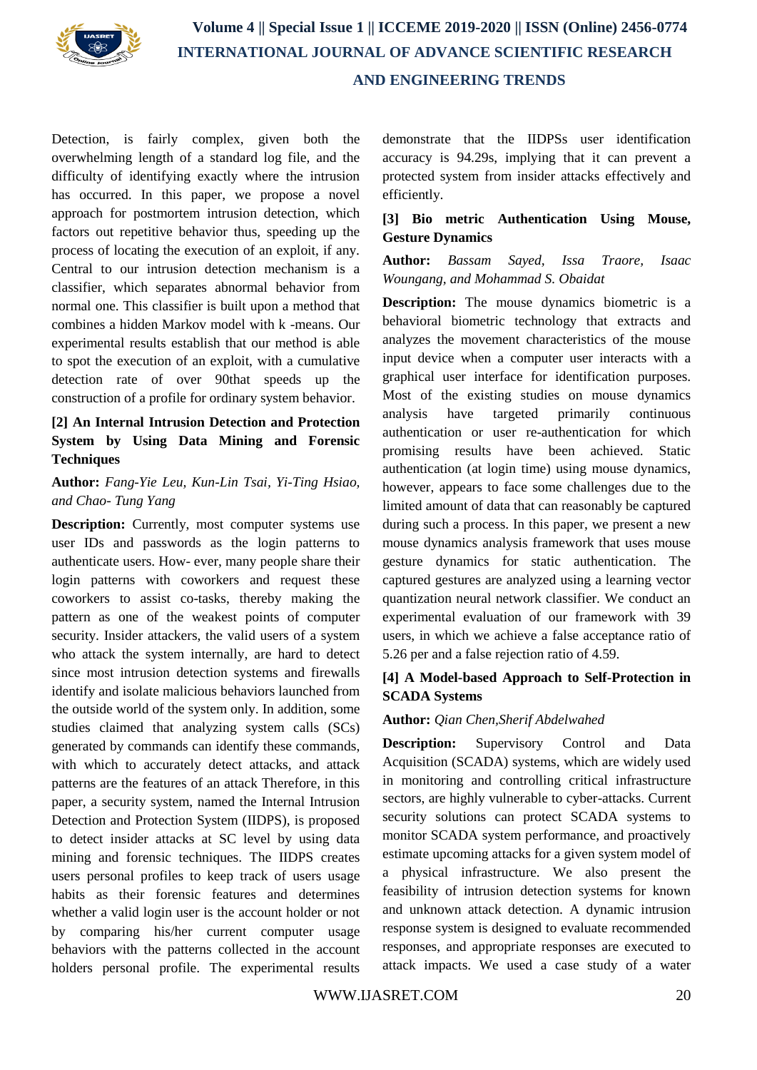Detection, is fairly complex, given both the overwhelming length of a standard log file, and the difficulty of identifying exactly where the intrusion has occurred. In this paper, we propose a novel approach for postmortem intrusion detection, which factors out repetitive behavior thus, speeding up the process of locating the execution of an exploit, if any. Central to our intrusion detection mechanism is a classifier, which separates abnormal behavior from normal one. This classifier is built upon a method that combines a hidden Markov model with k -means. Our experimental results establish that our method is able to spot the execution of an exploit, with a cumulative detection rate of over 90that speeds up the construction of a profile for ordinary system behavior.

**[2] An Internal Intrusion Detection and Protection System by Using Data Mining and Forensic Techniques**

**Author:** *Fang-Yie Leu, Kun-Lin Tsai, Yi-Ting Hsiao, and Chao- Tung Yang*

**Description:** Currently, most computer systems use user IDs and passwords as the login patterns to authenticate users. How- ever, many people share their login patterns with coworkers and request these coworkers to assist co-tasks, thereby making the pattern as one of the weakest points of computer security. Insider attackers, the valid users of a system who attack the system internally, are hard to detect since most intrusion detection systems and firewalls identify and isolate malicious behaviors launched from the outside world of the system only. In addition, some studies claimed that analyzing system calls (SCs) generated by commands can identify these commands, with which to accurately detect attacks, and attack patterns are the features of an attack Therefore, in this paper, a security system, named the Internal Intrusion Detection and Protection System (IIDPS), is proposed to detect insider attacks at SC level by using data mining and forensic techniques. The IIDPS creates users personal profiles to keep track of users usage habits as their forensic features and determines whether a valid login user is the account holder or not by comparing his/her current computer usage behaviors with the patterns collected in the account holders personal profile. The experimental results demonstrate that the IIDPSs user identification accuracy is 94.29s, implying that it can prevent a protected system from insider attacks effectively and efficiently.

**[3] Bio metric Authentication Using Mouse, Gesture Dynamics**

**Author:** *Bassam Sayed, Issa Traore, Isaac Woungang, and Mohammad S. Obaidat*

**Description:** The mouse dynamics biometric is a behavioral biometric technology that extracts and analyzes the movement characteristics of the mouse input device when a computer user interacts with a graphical user interface for identification purposes. Most of the existing studies on mouse dynamics analysis have targeted primarily continuous authentication or user re-authentication for which promising results have been achieved. Static authentication (at login time) using mouse dynamics, however, appears to face some challenges due to the limited amount of data that can reasonably be captured during such a process. In this paper, we present a new mouse dynamics analysis framework that uses mouse gesture dynamics for static authentication. The captured gestures are analyzed using a learning vector quantization neural network classifier. We conduct an experimental evaluation of our framework with 39 users, in which we achieve a false acceptance ratio of 5.26 per and a false rejection ratio of 4.59.

**[4] A Model-based Approach to Self-Protection in SCADA Systems**

**Author:** *Qian Chen,Sherif Abdelwahed*

**Description:** Supervisory Control and Data Acquisition (SCADA) systems, which are widely used in monitoring and controlling critical infrastructure sectors, are highly vulnerable to cyber-attacks. Current security solutions can protect SCADA systems to monitor SCADA system performance, and proactively estimate upcoming attacks for a given system model of a physical infrastructure. We also present the feasibility of intrusion detection systems for known and unknown attack detection. A dynamic intrusion response system is designed to evaluate recommended responses, and appropriate responses are executed to attack impacts. We used a case study of a water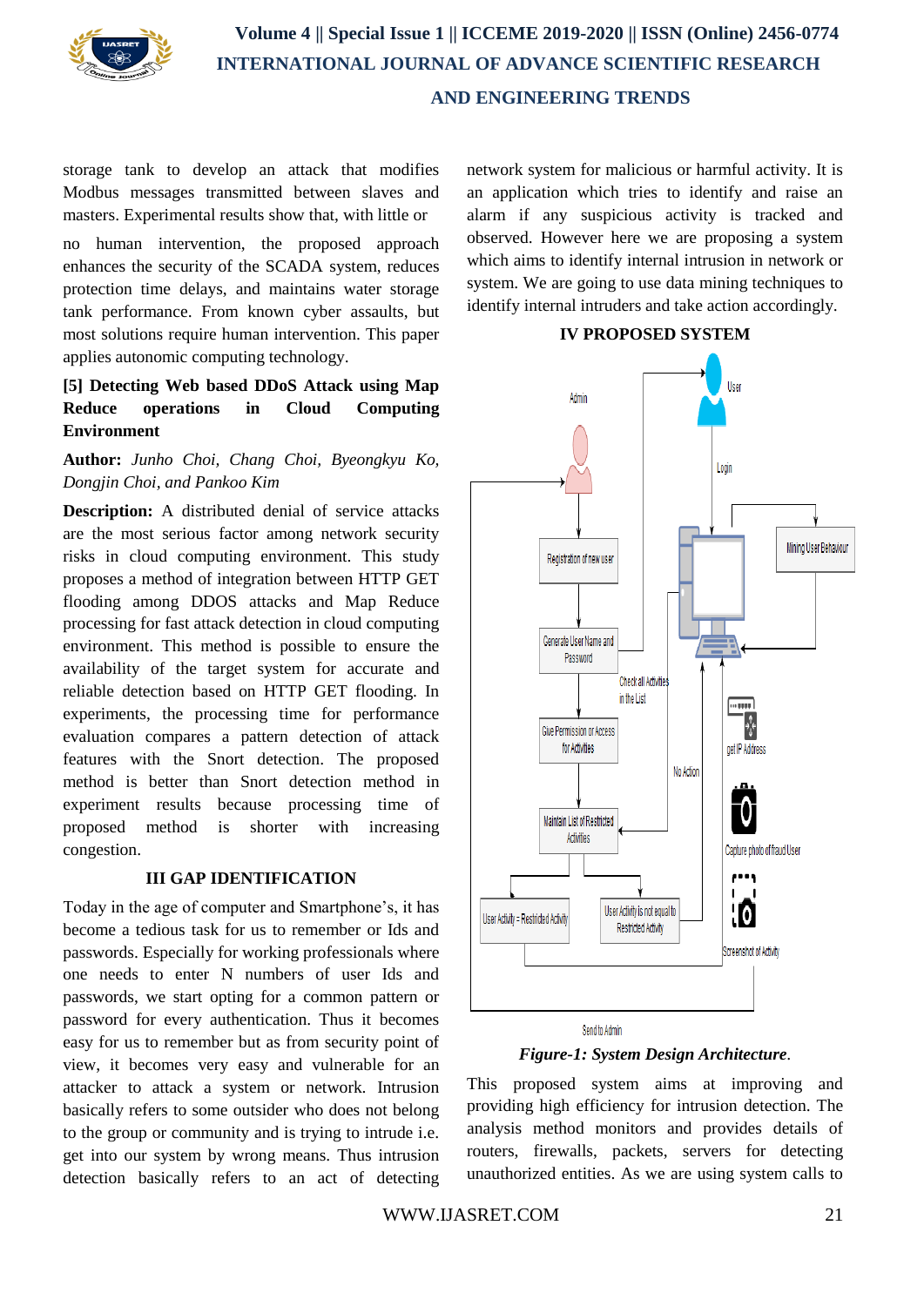storage tank to develop an attack that modifies Modbus messages transmitted between slaves and masters. Experimental results show that, with little or no human intervention, the proposed approach enhances the security of the SCADA system, reduces protection time delays, and maintains water storage tank performance. From known cyber assaults, but most solutions require human intervention. This paper applies autonomic computing technology.

**[5] Detecting Web based DDoS Attack using Map Reduce operations in Cloud Computing Environment**

**Author:** *Junho Choi, Chang Choi, Byeongkyu Ko, Dongjin Choi, and Pankoo Kim*

**Description:** A distributed denial of service attacks are the most serious factor among network security risks in cloud computing environment. This study proposes a method of integration between HTTP GET flooding among DDOS attacks and Map Reduce processing for fast attack detection in cloud computing environment. This method is possible to ensure the availability of the target system for accurate and reliable detection based on HTTP GET flooding. In experiments, the processing time for performance evaluation compares a pattern detection of attack features with the Snort detection. The proposed method is better than Snort detection method in experiment results because processing time of proposed method is shorter with increasing congestion.

## III GAP IDENTIFICATION

Today in the age of computer and Smartphone's, it has become a tedious task for us to remember or Ids and passwords. Especially for working professionals where one needs to enter N numbers of user Ids and passwords, we start opting for a common pattern or password for every authentication. Thus it becomes easy for us to remember but as from security point of view, it becomes very easy and vulnerable for an attacker to attack a system or network. Intrusion basically refers to some outsider who does not belong to the group or community and is trying to intrude i.e. get into our system by wrong means. Thus intrusion detection basically refers to an act of detecting network system for malicious or harmful activity. It is an application which tries to identify and raise an alarm if any suspicious activity is tracked and observed. However here we are proposing a system which aims to identify internal intrusion in network or system. We are going to use data mining techniques to identify internal intruders and take action accordingly.

## IV PROPOSED SYSTEM

*Figure-1: System Design Architecture*.

This proposed system aims at improving and providing high efficiency for intrusion detection. The analysis method monitors and provides details of routers, firewalls, packets, servers for detecting unauthorized entities. As we are using system calls to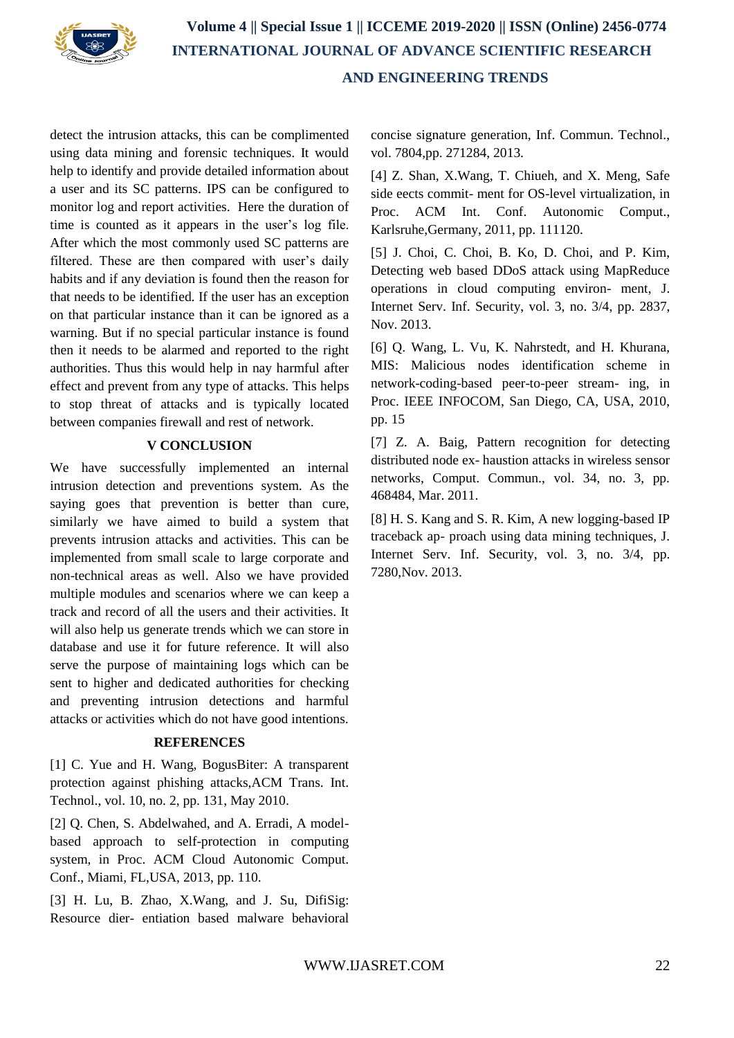detect the intrusion attacks, this can be complimented using data mining and forensic techniques. It would help to identify and provide detailed information about a user and its SC patterns. IPS can be configured to monitor log and report activities. Here the duration of time is counted as it appears in the user's log file. After which the most commonly used SC patterns are filtered. These are then compared with user's daily habits and if any deviation is found then the reason for that needs to be identified. If the user has an exception on that particular instance than it can be ignored as a warning. But if no special particular instance is found then it needs to be alarmed and reported to the right authorities. Thus this would help in nay harmful after effect and prevent from any type of attacks. This helps to stop threat of attacks and is typically located between companies firewall and rest of network.

## V CONCLUSION

We have successfully implemented an internal intrusion detection and preventions system. As the saying goes that prevention is better than cure, similarly we have aimed to build a system that prevents intrusion attacks and activities. This can be implemented from small scale to large corporate and non-technical areas as well. Also we have provided multiple modules and scenarios where we can keep a track and record of all the users and their activities. It will also help us generate trends which we can store in database and use it for future reference. It will also serve the purpose of maintaining logs which can be sent to higher and dedicated authorities for checking and preventing intrusion detections and harmful attacks or activities which do not have good intentions.

## REFERENCES

[1] C. Yue and H. Wang, BogusBiter: A transparent protection against phishing attacks,ACM Trans. Int. Technol., vol. 10, no. 2, pp. 131, May 2010.

[2] Q. Chen, S. Abdelwahed, and A. Erradi, A model-based approach to self-protection in computing system, in Proc. ACM Cloud Autonomic Comput. Conf., Miami, FL,USA, 2013, pp. 110.

[3] H. Lu, B. Zhao, X.Wang, and J. Su, DifiSig: Resource dier- entiation based malware behavioral concise signature generation, Inf. Commun. Technol., vol. 7804,pp. 271284, 2013.

[4] Z. Shan, X.Wang, T. Chiueh, and X. Meng, Safe side eects commit- ment for OS-level virtualization, in Proc. ACM Int. Conf. Autonomic Comput., Karlsruhe,Germany, 2011, pp. 111120.

[5] J. Choi, C. Choi, B. Ko, D. Choi, and P. Kim, Detecting web based DDoS attack using MapReduce operations in cloud computing environ- ment, J. Internet Serv. Inf. Security, vol. 3, no. 3/4, pp. 2837, Nov. 2013.

[6] Q. Wang, L. Vu, K. Nahrstedt, and H. Khurana, MIS: Malicious nodes identification scheme in network-coding-based peer-to-peer stream- ing, in Proc. IEEE INFOCOM, San Diego, CA, USA, 2010, pp. 15

[7] Z. A. Baig, Pattern recognition for detecting distributed node ex- haustion attacks in wireless sensor networks, Comput. Commun., vol. 34, no. 3, pp. 468484, Mar. 2011.

[8] H. S. Kang and S. R. Kim, A new logging-based IP traceback ap- proach using data mining techniques, J. Internet Serv. Inf. Security, vol. 3, no. 3/4, pp. 7280,Nov. 2013.